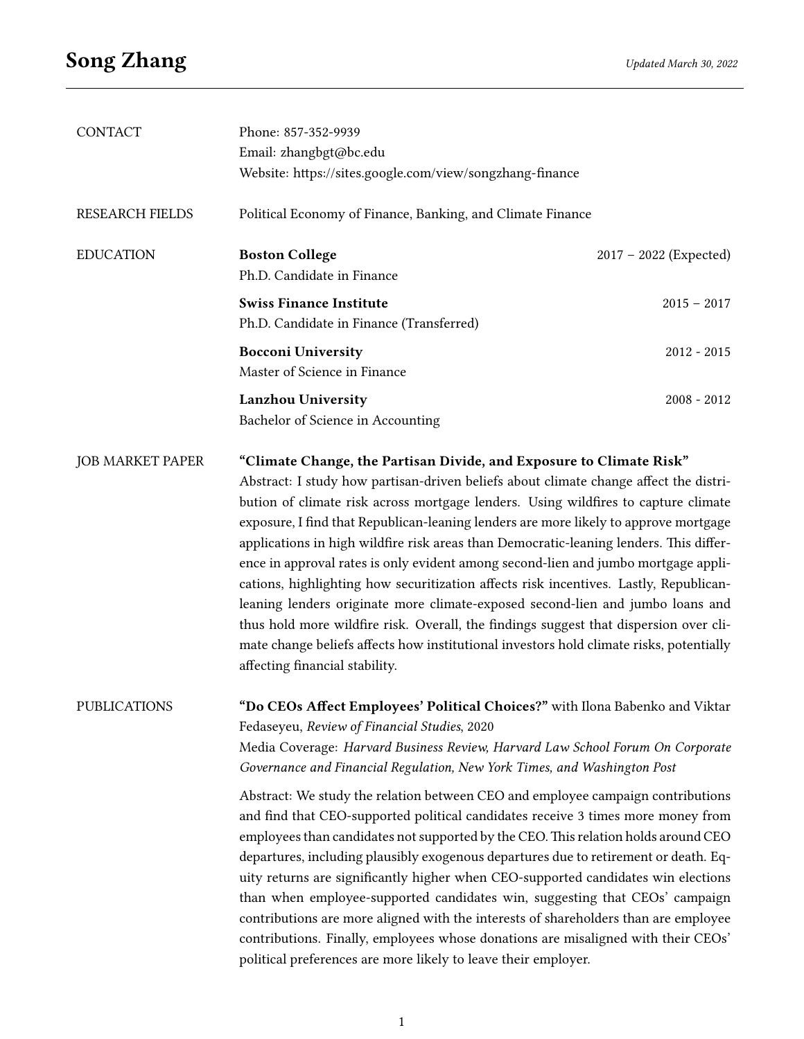# Song Zhang

*Updated March 30, 2022*

## CONTACT

Phone: 857-352-9939
Email: zhangbgt@bc.edu
Website: https://sites.google.com/view/songzhang-finance

## RESEARCH FIELDS

Political Economy of Finance, Banking, and Climate Finance

## EDUCATION

**Boston College** — 2017 – 2022 (Expected)
Ph.D. Candidate in Finance

**Swiss Finance Institute** — 2015 – 2017
Ph.D. Candidate in Finance (Transferred)

**Bocconi University** — 2012 - 2015
Master of Science in Finance

**Lanzhou University** — 2008 - 2012
Bachelor of Science in Accounting

## JOB MARKET PAPER

**"Climate Change, the Partisan Divide, and Exposure to Climate Risk"**
Abstract: I study how partisan-driven beliefs about climate change affect the distribution of climate risk across mortgage lenders. Using wildfires to capture climate exposure, I find that Republican-leaning lenders are more likely to approve mortgage applications in high wildfire risk areas than Democratic-leaning lenders. This difference in approval rates is only evident among second-lien and jumbo mortgage applications, highlighting how securitization affects risk incentives. Lastly, Republican-leaning lenders originate more climate-exposed second-lien and jumbo loans and thus hold more wildfire risk. Overall, the findings suggest that dispersion over climate change beliefs affects how institutional investors hold climate risks, potentially affecting financial stability.

## PUBLICATIONS

**"Do CEOs Affect Employees' Political Choices?"** with Ilona Babenko and Viktar Fedaseyeu, *Review of Financial Studies*, 2020
Media Coverage: *Harvard Business Review, Harvard Law School Forum On Corporate Governance and Financial Regulation, New York Times, and Washington Post*

Abstract: We study the relation between CEO and employee campaign contributions and find that CEO-supported political candidates receive 3 times more money from employees than candidates not supported by the CEO. This relation holds around CEO departures, including plausibly exogenous departures due to retirement or death. Equity returns are significantly higher when CEO-supported candidates win elections than when employee-supported candidates win, suggesting that CEOs' campaign contributions are more aligned with the interests of shareholders than are employee contributions. Finally, employees whose donations are misaligned with their CEOs' political preferences are more likely to leave their employer.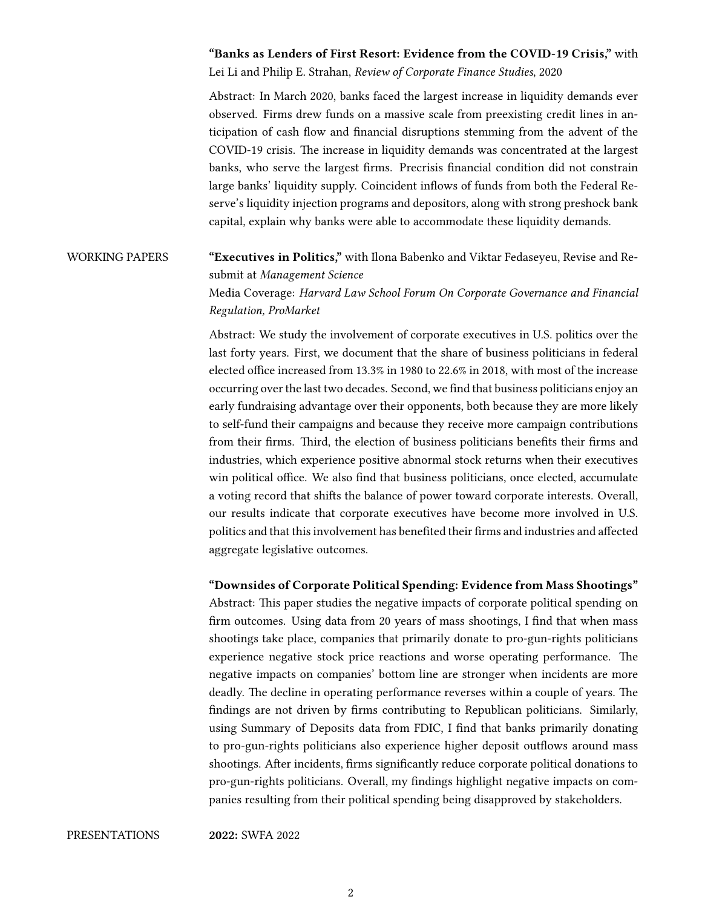**"Banks as Lenders of First Resort: Evidence from the COVID-19 Crisis,"** with Lei Li and Philip E. Strahan, *Review of Corporate Finance Studies*, 2020

Abstract: In March 2020, banks faced the largest increase in liquidity demands ever observed. Firms drew funds on a massive scale from preexisting credit lines in anticipation of cash flow and financial disruptions stemming from the advent of the COVID-19 crisis. The increase in liquidity demands was concentrated at the largest banks, who serve the largest firms. Precrisis financial condition did not constrain large banks' liquidity supply. Coincident inflows of funds from both the Federal Reserve's liquidity injection programs and depositors, along with strong preshock bank capital, explain why banks were able to accommodate these liquidity demands.

## WORKING PAPERS

**"Executives in Politics,"** with Ilona Babenko and Viktar Fedaseyeu, Revise and Resubmit at *Management Science*

Media Coverage: *Harvard Law School Forum On Corporate Governance and Financial Regulation, ProMarket*

Abstract: We study the involvement of corporate executives in U.S. politics over the last forty years. First, we document that the share of business politicians in federal elected office increased from 13.3% in 1980 to 22.6% in 2018, with most of the increase occurring over the last two decades. Second, we find that business politicians enjoy an early fundraising advantage over their opponents, both because they are more likely to self-fund their campaigns and because they receive more campaign contributions from their firms. Third, the election of business politicians benefits their firms and industries, which experience positive abnormal stock returns when their executives win political office. We also find that business politicians, once elected, accumulate a voting record that shifts the balance of power toward corporate interests. Overall, our results indicate that corporate executives have become more involved in U.S. politics and that this involvement has benefited their firms and industries and affected aggregate legislative outcomes.

**"Downsides of Corporate Political Spending: Evidence from Mass Shootings"**

Abstract: This paper studies the negative impacts of corporate political spending on firm outcomes. Using data from 20 years of mass shootings, I find that when mass shootings take place, companies that primarily donate to pro-gun-rights politicians experience negative stock price reactions and worse operating performance. The negative impacts on companies' bottom line are stronger when incidents are more deadly. The decline in operating performance reverses within a couple of years. The findings are not driven by firms contributing to Republican politicians. Similarly, using Summary of Deposits data from FDIC, I find that banks primarily donating to pro-gun-rights politicians also experience higher deposit outflows around mass shootings. After incidents, firms significantly reduce corporate political donations to pro-gun-rights politicians. Overall, my findings highlight negative impacts on companies resulting from their political spending being disapproved by stakeholders.

## PRESENTATIONS

**2022:** SWFA 2022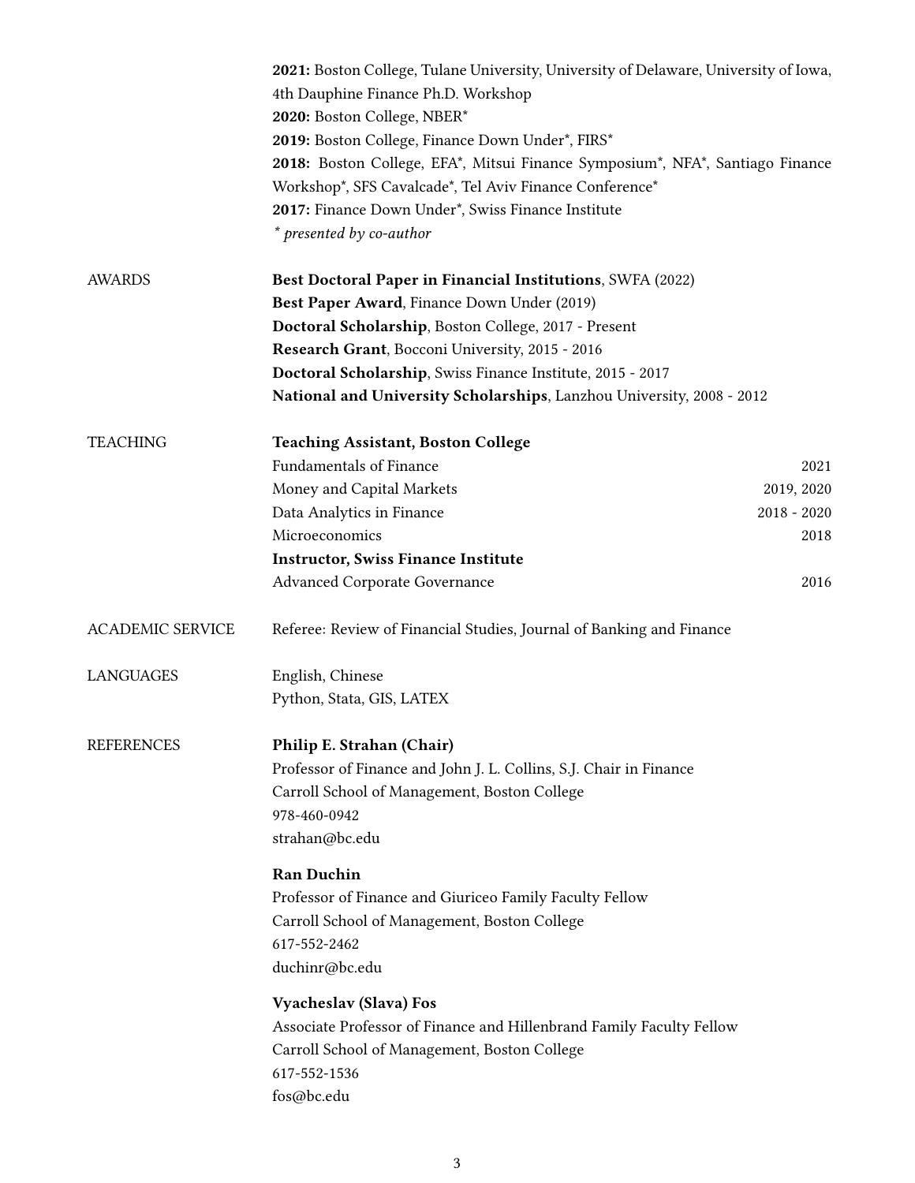**2021:** Boston College, Tulane University, University of Delaware, University of Iowa, 4th Dauphine Finance Ph.D. Workshop
**2020:** Boston College, NBER*
**2019:** Boston College, Finance Down Under*, FIRS*
**2018:** Boston College, EFA*, Mitsui Finance Symposium*, NFA*, Santiago Finance Workshop*, SFS Cavalcade*, Tel Aviv Finance Conference*
**2017:** Finance Down Under*, Swiss Finance Institute
*\* presented by co-author*

## AWARDS

**Best Doctoral Paper in Financial Institutions**, SWFA (2022)
**Best Paper Award**, Finance Down Under (2019)
**Doctoral Scholarship**, Boston College, 2017 - Present
**Research Grant**, Bocconi University, 2015 - 2016
**Doctoral Scholarship**, Swiss Finance Institute, 2015 - 2017
**National and University Scholarships**, Lanzhou University, 2008 - 2012

## TEACHING

**Teaching Assistant, Boston College**

| | |
|---|---|
| Fundamentals of Finance | 2021 |
| Money and Capital Markets | 2019, 2020 |
| Data Analytics in Finance | 2018 - 2020 |
| Microeconomics | 2018 |

**Instructor, Swiss Finance Institute**

| | |
|---|---|
| Advanced Corporate Governance | 2016 |

## ACADEMIC SERVICE

Referee: Review of Financial Studies, Journal of Banking and Finance

## LANGUAGES

English, Chinese
Python, Stata, GIS, LATEX

## REFERENCES

**Philip E. Strahan (Chair)**
Professor of Finance and John J. L. Collins, S.J. Chair in Finance
Carroll School of Management, Boston College
978-460-0942
strahan@bc.edu

**Ran Duchin**
Professor of Finance and Giuriceo Family Faculty Fellow
Carroll School of Management, Boston College
617-552-2462
duchinr@bc.edu

**Vyacheslav (Slava) Fos**
Associate Professor of Finance and Hillenbrand Family Faculty Fellow
Carroll School of Management, Boston College
617-552-1536
fos@bc.edu